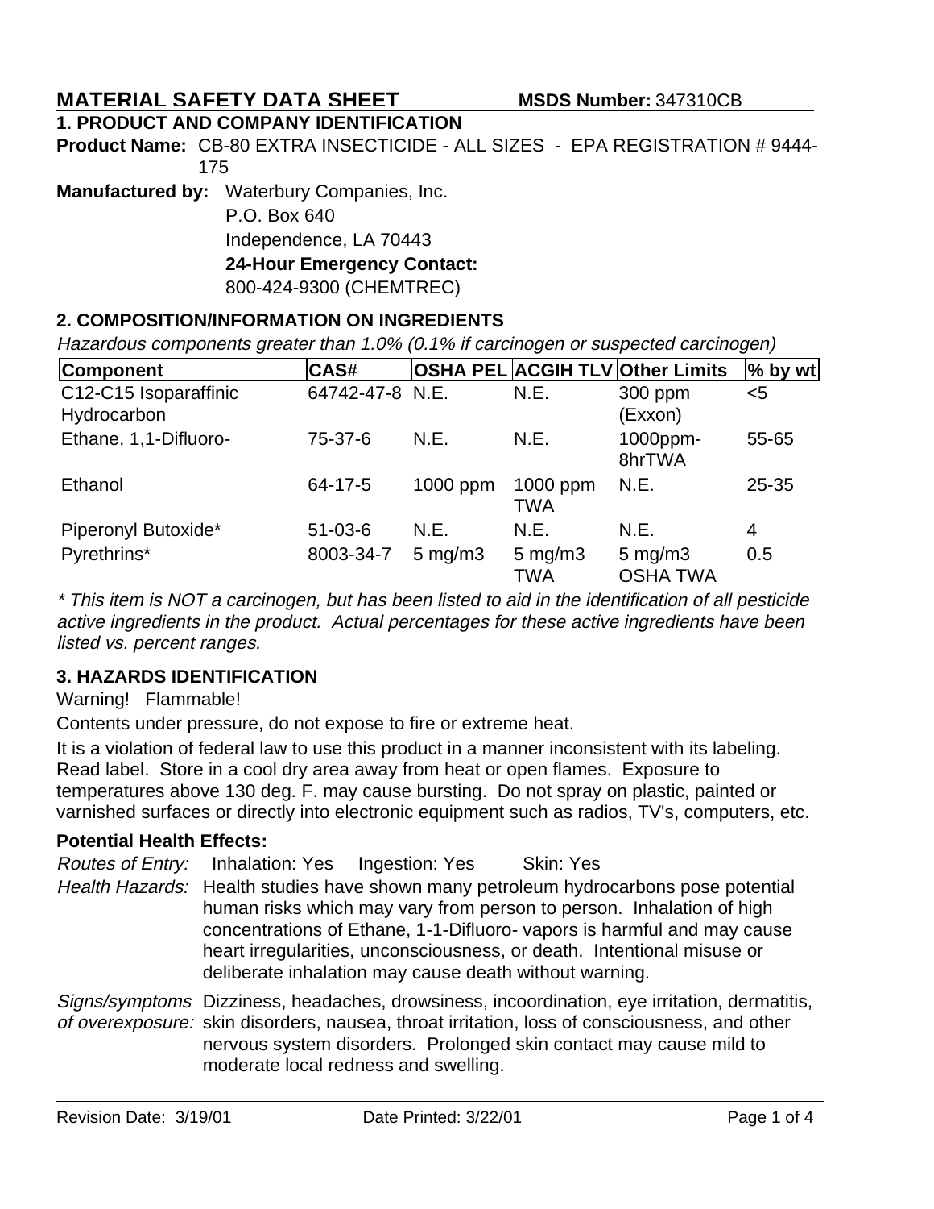# MATERIAL SAFETY DATA SHEET

**MSDS Number:** 347310CB

## 1. PRODUCT AND COMPANY IDENTIFICATION

**Product Name:** CB-80 EXTRA INSECTICIDE - ALL SIZES - EPA REGISTRATION # 9444-175

**Manufactured by:** Waterbury Companies, Inc.
P.O. Box 640
Independence, LA 70443
**24-Hour Emergency Contact:**
800-424-9300 (CHEMTREC)

## 2. COMPOSITION/INFORMATION ON INGREDIENTS

*Hazardous components greater than 1.0% (0.1% if carcinogen or suspected carcinogen)*

| Component | CAS# | OSHA PEL | ACGIH TLV | Other Limits | % by wt |
|---|---|---|---|---|---|
| C12-C15 Isoparaffinic Hydrocarbon | 64742-47-8 | N.E. | N.E. | 300 ppm (Exxon) | <5 |
| Ethane, 1,1-Difluoro- | 75-37-6 | N.E. | N.E. | 1000ppm-8hrTWA | 55-65 |
| Ethanol | 64-17-5 | 1000 ppm | 1000 ppm TWA | N.E. | 25-35 |
| Piperonyl Butoxide* | 51-03-6 | N.E. | N.E. | N.E. | 4 |
| Pyrethrins* | 8003-34-7 | 5 mg/m3 | 5 mg/m3 TWA | 5 mg/m3 OSHA TWA | 0.5 |

*\* This item is NOT a carcinogen, but has been listed to aid in the identification of all pesticide active ingredients in the product. Actual percentages for these active ingredients have been listed vs. percent ranges.*

## 3. HAZARDS IDENTIFICATION

Warning! Flammable!

Contents under pressure, do not expose to fire or extreme heat.

It is a violation of federal law to use this product in a manner inconsistent with its labeling. Read label. Store in a cool dry area away from heat or open flames. Exposure to temperatures above 130 deg. F. may cause bursting. Do not spray on plastic, painted or varnished surfaces or directly into electronic equipment such as radios, TV's, computers, etc.

### Potential Health Effects:

*Routes of Entry:* Inhalation: Yes Ingestion: Yes Skin: Yes

*Health Hazards:* Health studies have shown many petroleum hydrocarbons pose potential human risks which may vary from person to person. Inhalation of high concentrations of Ethane, 1-1-Difluoro- vapors is harmful and may cause heart irregularities, unconsciousness, or death. Intentional misuse or deliberate inhalation may cause death without warning.

*Signs/symptoms of overexposure:* Dizziness, headaches, drowsiness, incoordination, eye irritation, dermatitis, skin disorders, nausea, throat irritation, loss of consciousness, and other nervous system disorders. Prolonged skin contact may cause mild to moderate local redness and swelling.

Revision Date: 3/19/01 Date Printed: 3/22/01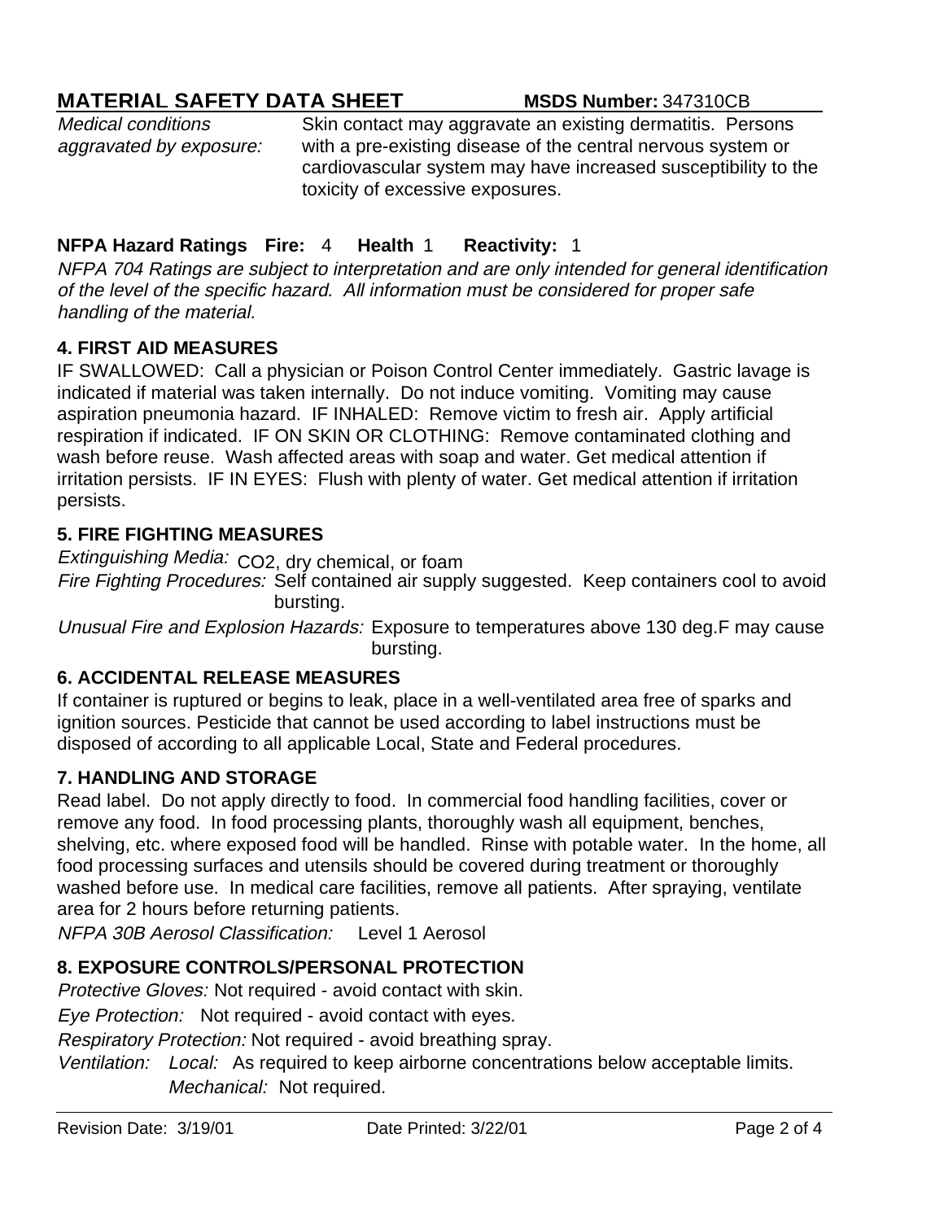**MATERIAL SAFETY DATA SHEET** **MSDS Number:** 347310CB

*Medical conditions aggravated by exposure:* Skin contact may aggravate an existing dermatitis. Persons with a pre-existing disease of the central nervous system or cardiovascular system may have increased susceptibility to the toxicity of excessive exposures.

**NFPA Hazard Ratings Fire:** 4 **Health** 1 **Reactivity:** 1

*NFPA 704 Ratings are subject to interpretation and are only intended for general identification of the level of the specific hazard. All information must be considered for proper safe handling of the material.*

## 4. FIRST AID MEASURES

IF SWALLOWED: Call a physician or Poison Control Center immediately. Gastric lavage is indicated if material was taken internally. Do not induce vomiting. Vomiting may cause aspiration pneumonia hazard. IF INHALED: Remove victim to fresh air. Apply artificial respiration if indicated. IF ON SKIN OR CLOTHING: Remove contaminated clothing and wash before reuse. Wash affected areas with soap and water. Get medical attention if irritation persists. IF IN EYES: Flush with plenty of water. Get medical attention if irritation persists.

## 5. FIRE FIGHTING MEASURES

*Extinguishing Media:* $CO_2$, dry chemical, or foam

*Fire Fighting Procedures:* Self contained air supply suggested. Keep containers cool to avoid bursting.

*Unusual Fire and Explosion Hazards:* Exposure to temperatures above 130 deg.F may cause bursting.

## 6. ACCIDENTAL RELEASE MEASURES

If container is ruptured or begins to leak, place in a well-ventilated area free of sparks and ignition sources. Pesticide that cannot be used according to label instructions must be disposed of according to all applicable Local, State and Federal procedures.

## 7. HANDLING AND STORAGE

Read label. Do not apply directly to food. In commercial food handling facilities, cover or remove any food. In food processing plants, thoroughly wash all equipment, benches, shelving, etc. where exposed food will be handled. Rinse with potable water. In the home, all food processing surfaces and utensils should be covered during treatment or thoroughly washed before use. In medical care facilities, remove all patients. After spraying, ventilate area for 2 hours before returning patients.

*NFPA 30B Aerosol Classification:* Level 1 Aerosol

## 8. EXPOSURE CONTROLS/PERSONAL PROTECTION

*Protective Gloves:* Not required - avoid contact with skin.

*Eye Protection:* Not required - avoid contact with eyes.

*Respiratory Protection:* Not required - avoid breathing spray.

*Ventilation:* *Local:* As required to keep airborne concentrations below acceptable limits.
*Mechanical:* Not required.

Revision Date: 3/19/01 Date Printed: 3/22/01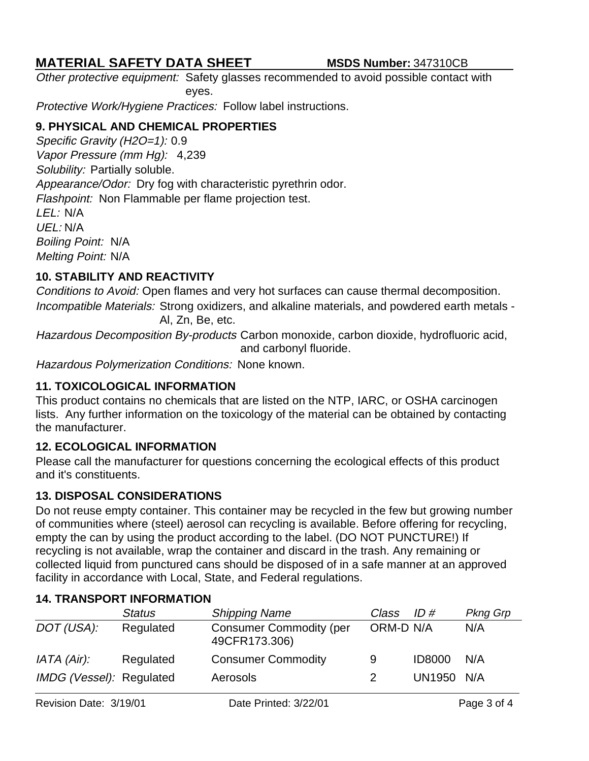*Other protective equipment:* Safety glasses recommended to avoid possible contact with eyes.

*Protective Work/Hygiene Practices:* Follow label instructions.

## 9. PHYSICAL AND CHEMICAL PROPERTIES

*Specific Gravity (H2O=1):* 0.9
*Vapor Pressure (mm Hg):* 4,239
*Solubility:* Partially soluble.
*Appearance/Odor:* Dry fog with characteristic pyrethrin odor.
*Flashpoint:* Non Flammable per flame projection test.
*LEL:* N/A
*UEL:* N/A
*Boiling Point:* N/A
*Melting Point:* N/A

## 10. STABILITY AND REACTIVITY

*Conditions to Avoid:* Open flames and very hot surfaces can cause thermal decomposition.
*Incompatible Materials:* Strong oxidizers, and alkaline materials, and powdered earth metals - Al, Zn, Be, etc.
*Hazardous Decomposition By-products* Carbon monoxide, carbon dioxide, hydrofluoric acid, and carbonyl fluoride.
*Hazardous Polymerization Conditions:* None known.

## 11. TOXICOLOGICAL INFORMATION

This product contains no chemicals that are listed on the NTP, IARC, or OSHA carcinogen lists. Any further information on the toxicology of the material can be obtained by contacting the manufacturer.

## 12. ECOLOGICAL INFORMATION

Please call the manufacturer for questions concerning the ecological effects of this product and it's constituents.

## 13. DISPOSAL CONSIDERATIONS

Do not reuse empty container. This container may be recycled in the few but growing number of communities where (steel) aerosol can recycling is available. Before offering for recycling, empty the can by using the product according to the label. (DO NOT PUNCTURE!) If recycling is not available, wrap the container and discard in the trash. Any remaining or collected liquid from punctured cans should be disposed of in a safe manner at an approved facility in accordance with Local, State, and Federal regulations.

## 14. TRANSPORT INFORMATION

| | *Status* | *Shipping Name* | *Class* | *ID #* | *Pkng Grp* |
|---|---|---|---|---|---|
| *DOT (USA):* | Regulated | Consumer Commodity (per 49CFR173.306) | ORM-D | N/A | N/A |
| *IATA (Air):* | Regulated | Consumer Commodity | 9 | ID8000 | N/A |
| *IMDG (Vessel):* | Regulated | Aerosols | 2 | UN1950 | N/A |

Revision Date: 3/19/01 Date Printed: 3/22/01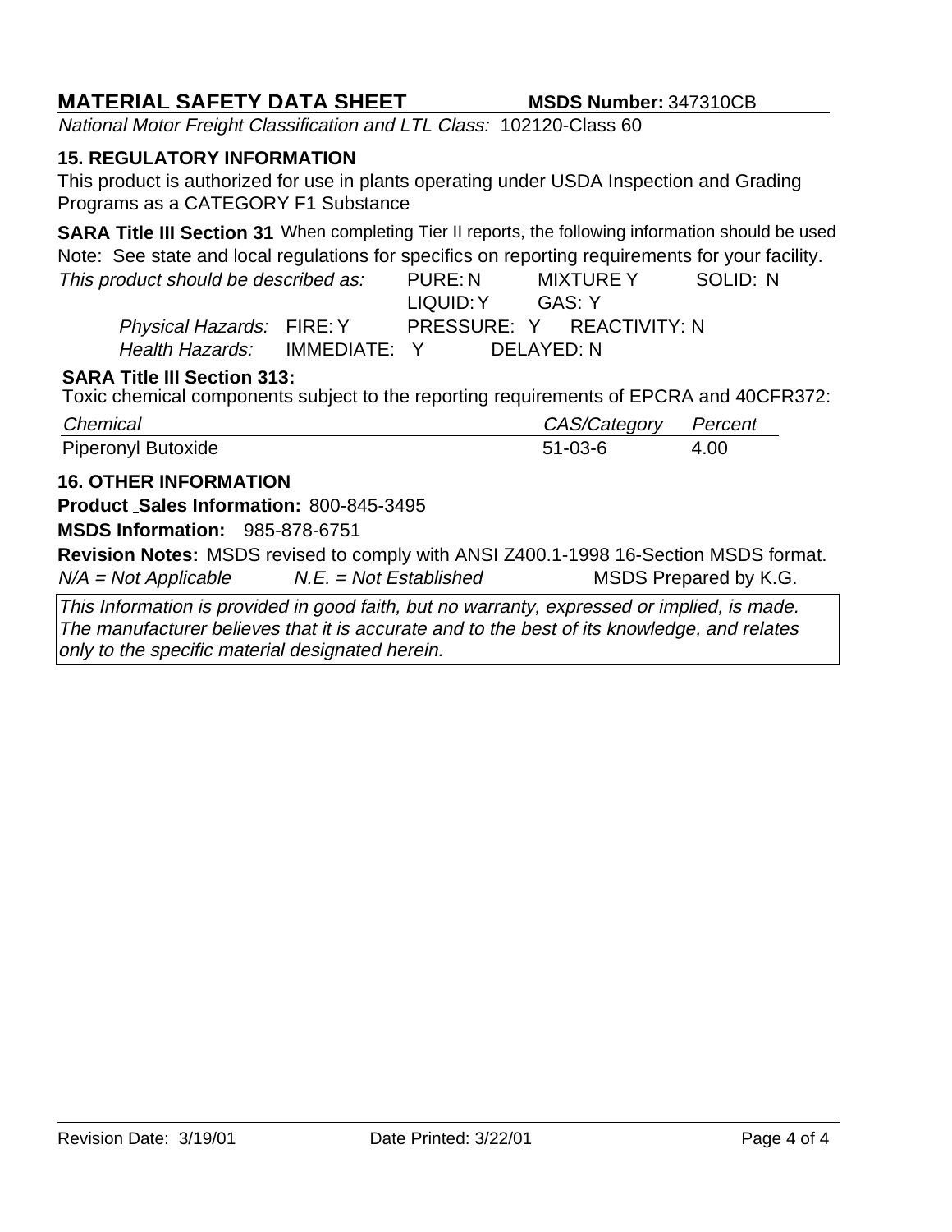**MATERIAL SAFETY DATA SHEET** **MSDS Number:** 347310CB

*National Motor Freight Classification and LTL Class:* 102120-Class 60

### 15. REGULATORY INFORMATION

This product is authorized for use in plants operating under USDA Inspection and Grading Programs as a CATEGORY F1 Substance

**SARA Title III Section 31** When completing Tier II reports, the following information should be used

Note: See state and local regulations for specifics on reporting requirements for your facility.

*This product should be described as:* PURE: N MIXTURE Y SOLID: N LIQUID: Y GAS: Y

*Physical Hazards:* FIRE: Y PRESSURE: Y REACTIVITY: N

*Health Hazards:* IMMEDIATE: Y DELAYED: N

**SARA Title III Section 313:**

Toxic chemical components subject to the reporting requirements of EPCRA and 40CFR372:

| *Chemical* | *CAS/Category* | *Percent* |
|---|---|---|
| Piperonyl Butoxide | 51-03-6 | 4.00 |

### 16. OTHER INFORMATION

**Product Sales Information:** 800-845-3495

**MSDS Information:** 985-878-6751

**Revision Notes:** MSDS revised to comply with ANSI Z400.1-1998 16-Section MSDS format.

*N/A = Not Applicable* *N.E. = Not Established* MSDS Prepared by K.G.

*This Information is provided in good faith, but no warranty, expressed or implied, is made. The manufacturer believes that it is accurate and to the best of its knowledge, and relates only to the specific material designated herein.*

Revision Date: 3/19/01 Date Printed: 3/22/01